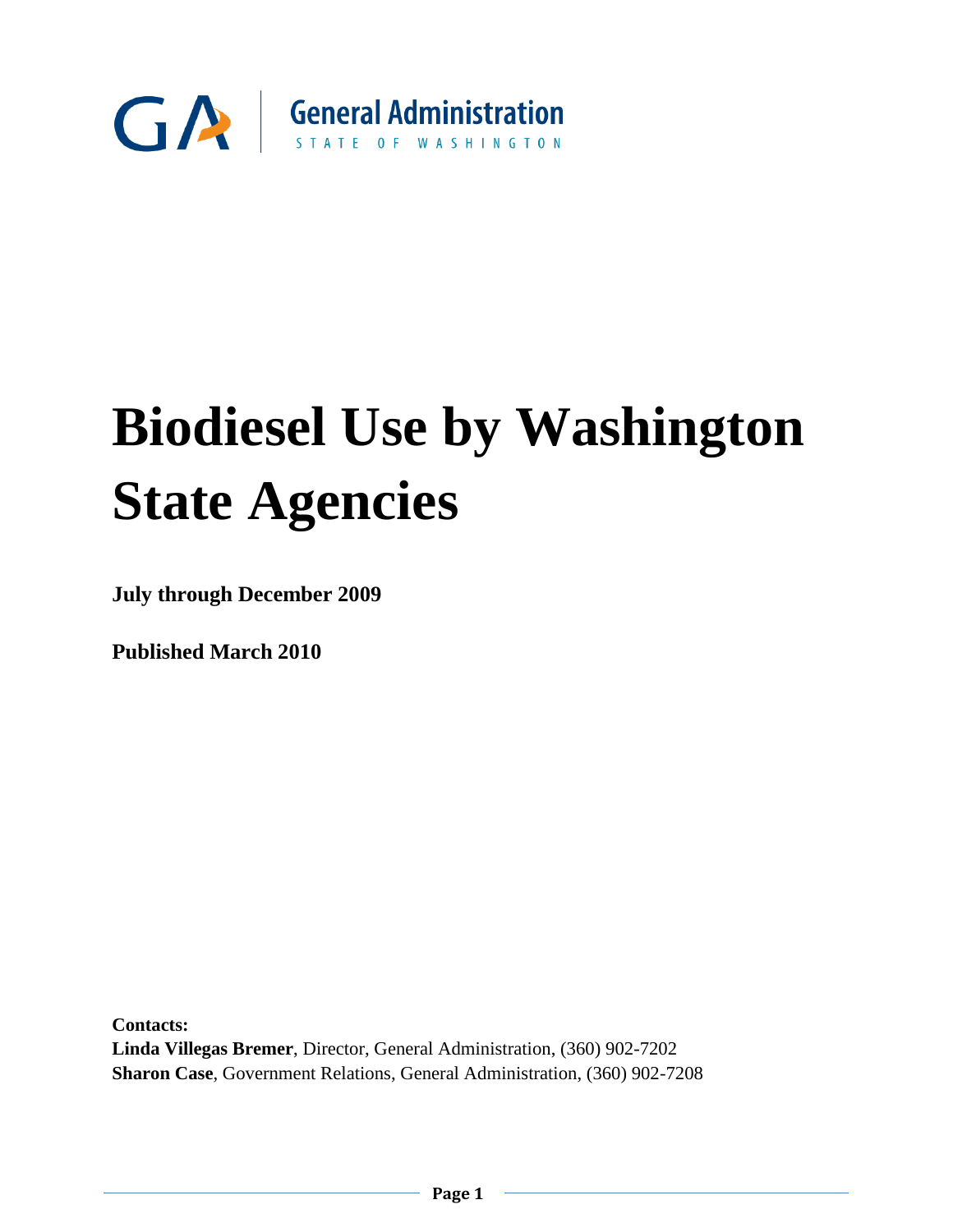General Administration
STATE OF WASHINGTON

# Biodiesel Use by Washington State Agencies

**July through December 2009**

**Published March 2010**

**Contacts:**
**Linda Villegas Bremer**, Director, General Administration, (360) 902-7202
**Sharon Case**, Government Relations, General Administration, (360) 902-7208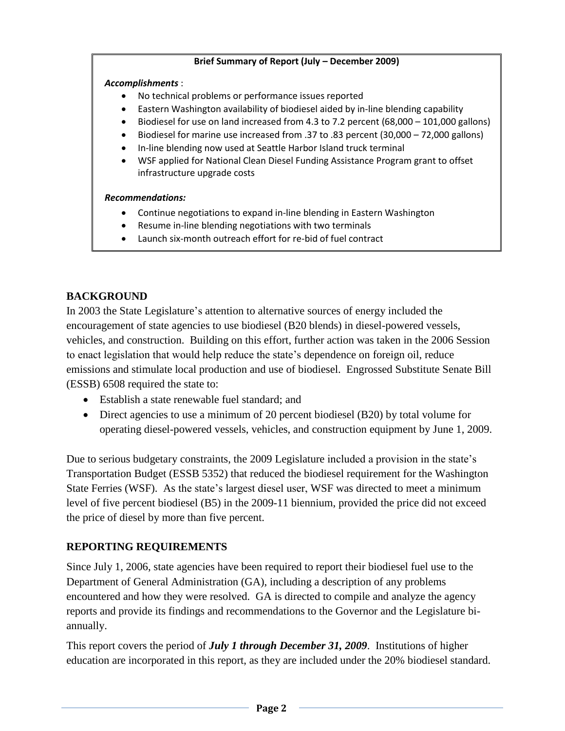**Brief Summary of Report (July – December 2009)**

***Accomplishments*** :

- No technical problems or performance issues reported
- Eastern Washington availability of biodiesel aided by in-line blending capability
- Biodiesel for use on land increased from 4.3 to 7.2 percent (68,000 – 101,000 gallons)
- Biodiesel for marine use increased from .37 to .83 percent (30,000 – 72,000 gallons)
- In-line blending now used at Seattle Harbor Island truck terminal
- WSF applied for National Clean Diesel Funding Assistance Program grant to offset infrastructure upgrade costs

***Recommendations:***

- Continue negotiations to expand in-line blending in Eastern Washington
- Resume in-line blending negotiations with two terminals
- Launch six-month outreach effort for re-bid of fuel contract

## BACKGROUND

In 2003 the State Legislature's attention to alternative sources of energy included the encouragement of state agencies to use biodiesel (B20 blends) in diesel-powered vessels, vehicles, and construction. Building on this effort, further action was taken in the 2006 Session to enact legislation that would help reduce the state's dependence on foreign oil, reduce emissions and stimulate local production and use of biodiesel. Engrossed Substitute Senate Bill (ESSB) 6508 required the state to:

- Establish a state renewable fuel standard; and
- Direct agencies to use a minimum of 20 percent biodiesel (B20) by total volume for operating diesel-powered vessels, vehicles, and construction equipment by June 1, 2009.

Due to serious budgetary constraints, the 2009 Legislature included a provision in the state's Transportation Budget (ESSB 5352) that reduced the biodiesel requirement for the Washington State Ferries (WSF). As the state's largest diesel user, WSF was directed to meet a minimum level of five percent biodiesel (B5) in the 2009-11 biennium, provided the price did not exceed the price of diesel by more than five percent.

## REPORTING REQUIREMENTS

Since July 1, 2006, state agencies have been required to report their biodiesel fuel use to the Department of General Administration (GA), including a description of any problems encountered and how they were resolved. GA is directed to compile and analyze the agency reports and provide its findings and recommendations to the Governor and the Legislature bi-annually.

This report covers the period of ***July 1 through December 31, 2009***. Institutions of higher education are incorporated in this report, as they are included under the 20% biodiesel standard.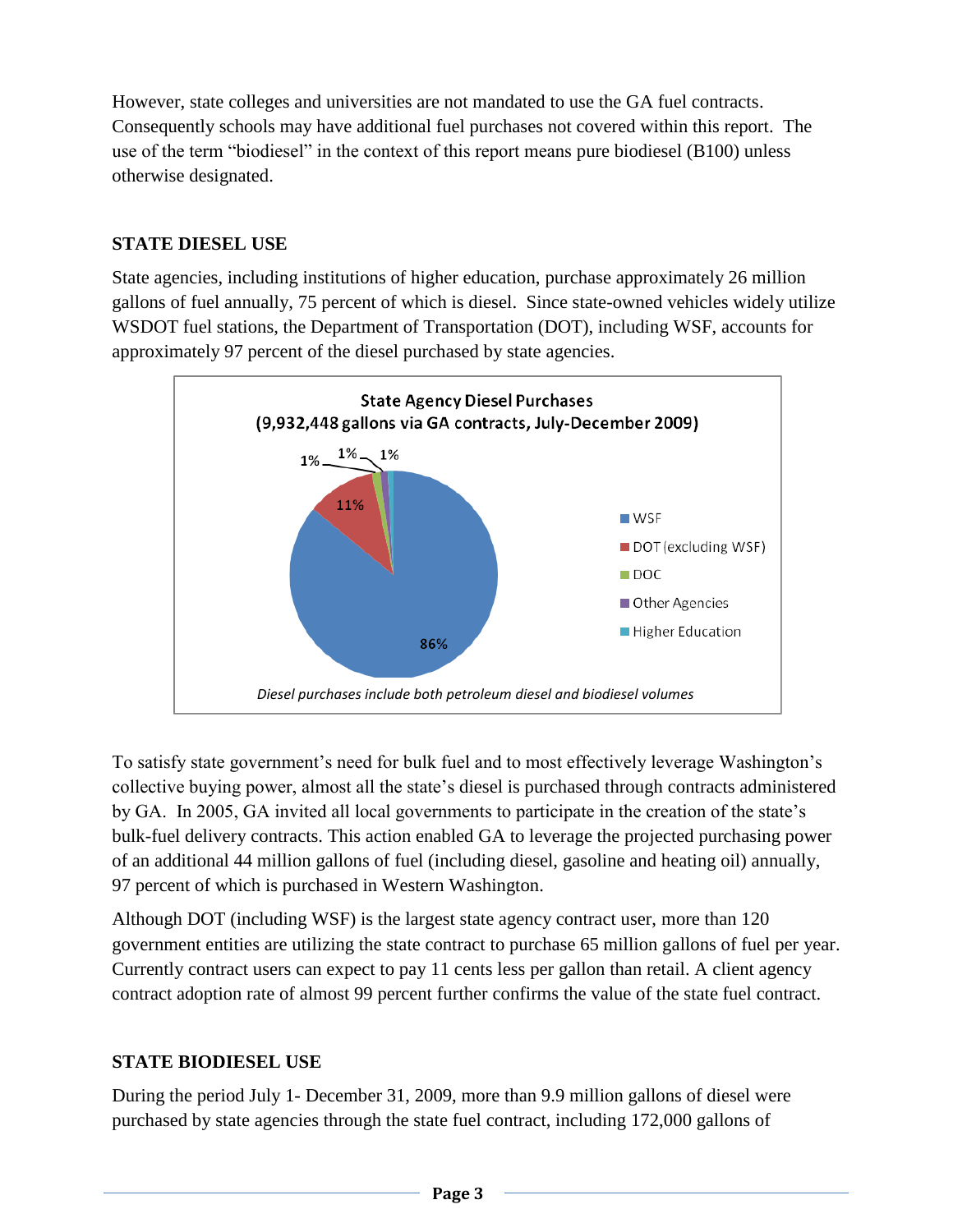However, state colleges and universities are not mandated to use the GA fuel contracts. Consequently schools may have additional fuel purchases not covered within this report. The use of the term "biodiesel" in the context of this report means pure biodiesel (B100) unless otherwise designated.

## STATE DIESEL USE

State agencies, including institutions of higher education, purchase approximately 26 million gallons of fuel annually, 75 percent of which is diesel. Since state-owned vehicles widely utilize WSDOT fuel stations, the Department of Transportation (DOT), including WSF, accounts for approximately 97 percent of the diesel purchased by state agencies.

**State Agency Diesel Purchases**
**(9,932,448 gallons via GA contracts, July-December 2009)**

| Entity | Share |
|---|---|
| WSF | 86% |
| DOT (excluding WSF) | 11% |
| DOC | 1% |
| Other Agencies | 1% |
| Higher Education | 1% |

*Diesel purchases include both petroleum diesel and biodiesel volumes*

To satisfy state government's need for bulk fuel and to most effectively leverage Washington's collective buying power, almost all the state's diesel is purchased through contracts administered by GA. In 2005, GA invited all local governments to participate in the creation of the state's bulk-fuel delivery contracts. This action enabled GA to leverage the projected purchasing power of an additional 44 million gallons of fuel (including diesel, gasoline and heating oil) annually, 97 percent of which is purchased in Western Washington.

Although DOT (including WSF) is the largest state agency contract user, more than 120 government entities are utilizing the state contract to purchase 65 million gallons of fuel per year. Currently contract users can expect to pay 11 cents less per gallon than retail. A client agency contract adoption rate of almost 99 percent further confirms the value of the state fuel contract.

## STATE BIODIESEL USE

During the period July 1- December 31, 2009, more than 9.9 million gallons of diesel were purchased by state agencies through the state fuel contract, including 172,000 gallons of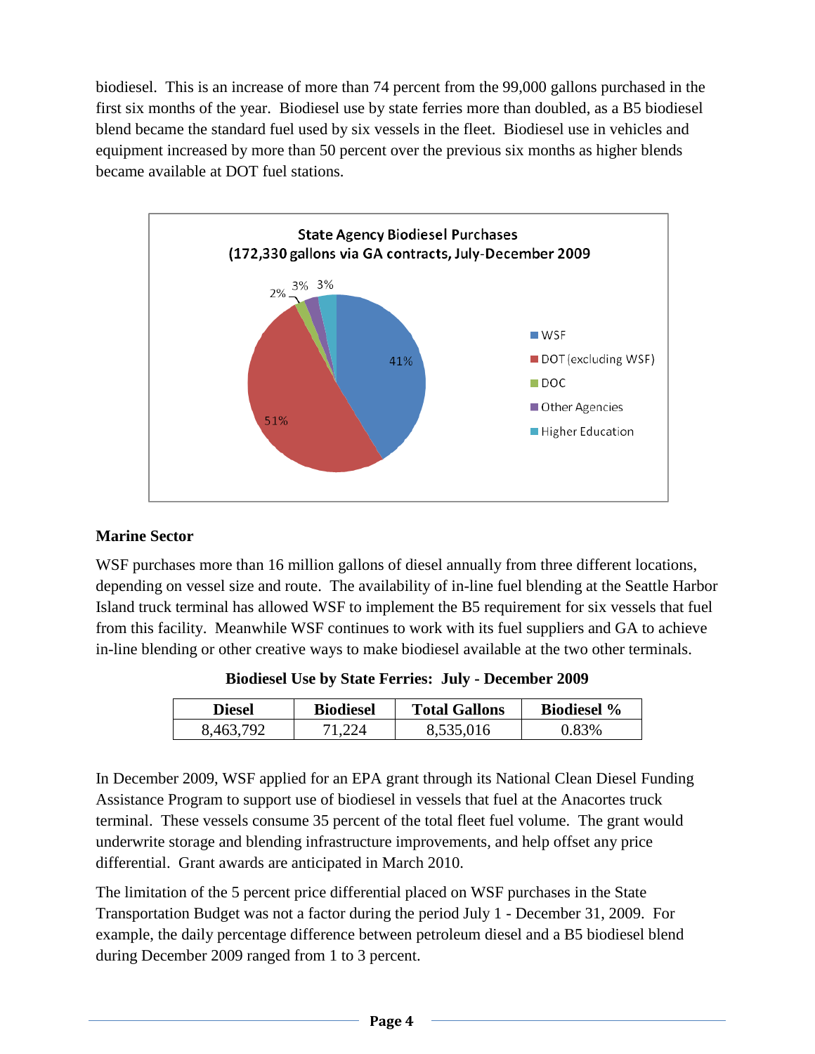biodiesel. This is an increase of more than 74 percent from the 99,000 gallons purchased in the first six months of the year. Biodiesel use by state ferries more than doubled, as a B5 biodiesel blend became the standard fuel used by six vessels in the fleet. Biodiesel use in vehicles and equipment increased by more than 50 percent over the previous six months as higher blends became available at DOT fuel stations.

State Agency Biodiesel Purchases
(172,330 gallons via GA contracts, July-December 2009

| Category | Share |
|---|---|
| WSF | 41% |
| DOT (excluding WSF) | 51% |
| DOC | 2% |
| Other Agencies | 3% |
| Higher Education | 3% |

**Marine Sector**

WSF purchases more than 16 million gallons of diesel annually from three different locations, depending on vessel size and route. The availability of in-line fuel blending at the Seattle Harbor Island truck terminal has allowed WSF to implement the B5 requirement for six vessels that fuel from this facility. Meanwhile WSF continues to work with its fuel suppliers and GA to achieve in-line blending or other creative ways to make biodiesel available at the two other terminals.

**Biodiesel Use by State Ferries: July - December 2009**

| Diesel | Biodiesel | Total Gallons | Biodiesel % |
|---|---|---|---|
| 8,463,792 | 71,224 | 8,535,016 | 0.83% |

In December 2009, WSF applied for an EPA grant through its National Clean Diesel Funding Assistance Program to support use of biodiesel in vessels that fuel at the Anacortes truck terminal. These vessels consume 35 percent of the total fleet fuel volume. The grant would underwrite storage and blending infrastructure improvements, and help offset any price differential. Grant awards are anticipated in March 2010.

The limitation of the 5 percent price differential placed on WSF purchases in the State Transportation Budget was not a factor during the period July 1 - December 31, 2009. For example, the daily percentage difference between petroleum diesel and a B5 biodiesel blend during December 2009 ranged from 1 to 3 percent.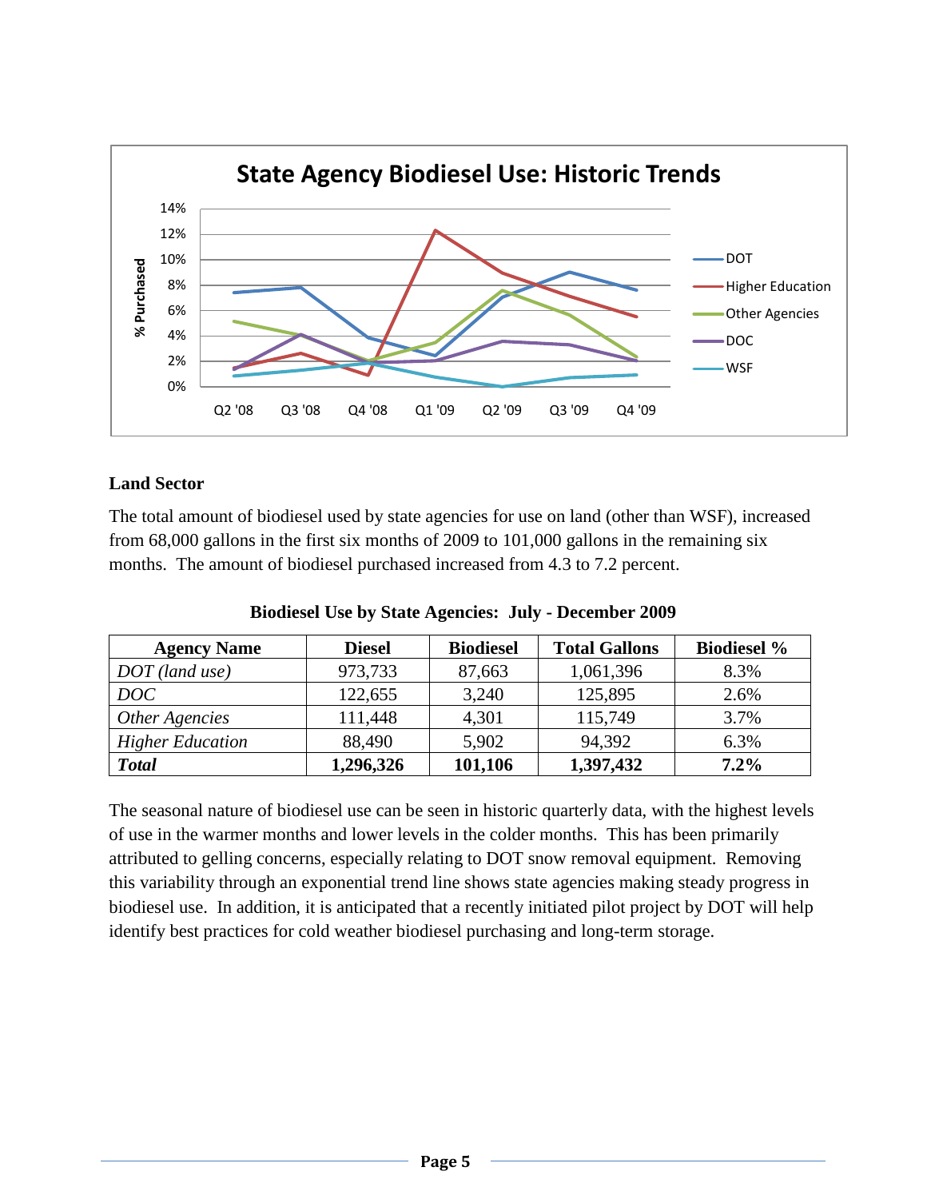## Land Sector

The total amount of biodiesel used by state agencies for use on land (other than WSF), increased from 68,000 gallons in the first six months of 2009 to 101,000 gallons in the remaining six months. The amount of biodiesel purchased increased from 4.3 to 7.2 percent.

**Biodiesel Use by State Agencies: July - December 2009**

| Agency Name | Diesel | Biodiesel | Total Gallons | Biodiesel % |
|---|---|---|---|---|
| *DOT (land use)* | 973,733 | 87,663 | 1,061,396 | 8.3% |
| *DOC* | 122,655 | 3,240 | 125,895 | 2.6% |
| *Other Agencies* | 111,448 | 4,301 | 115,749 | 3.7% |
| *Higher Education* | 88,490 | 5,902 | 94,392 | 6.3% |
| ***Total*** | **1,296,326** | **101,106** | **1,397,432** | **7.2%** |

The seasonal nature of biodiesel use can be seen in historic quarterly data, with the highest levels of use in the warmer months and lower levels in the colder months. This has been primarily attributed to gelling concerns, especially relating to DOT snow removal equipment. Removing this variability through an exponential trend line shows state agencies making steady progress in biodiesel use. In addition, it is anticipated that a recently initiated pilot project by DOT will help identify best practices for cold weather biodiesel purchasing and long-term storage.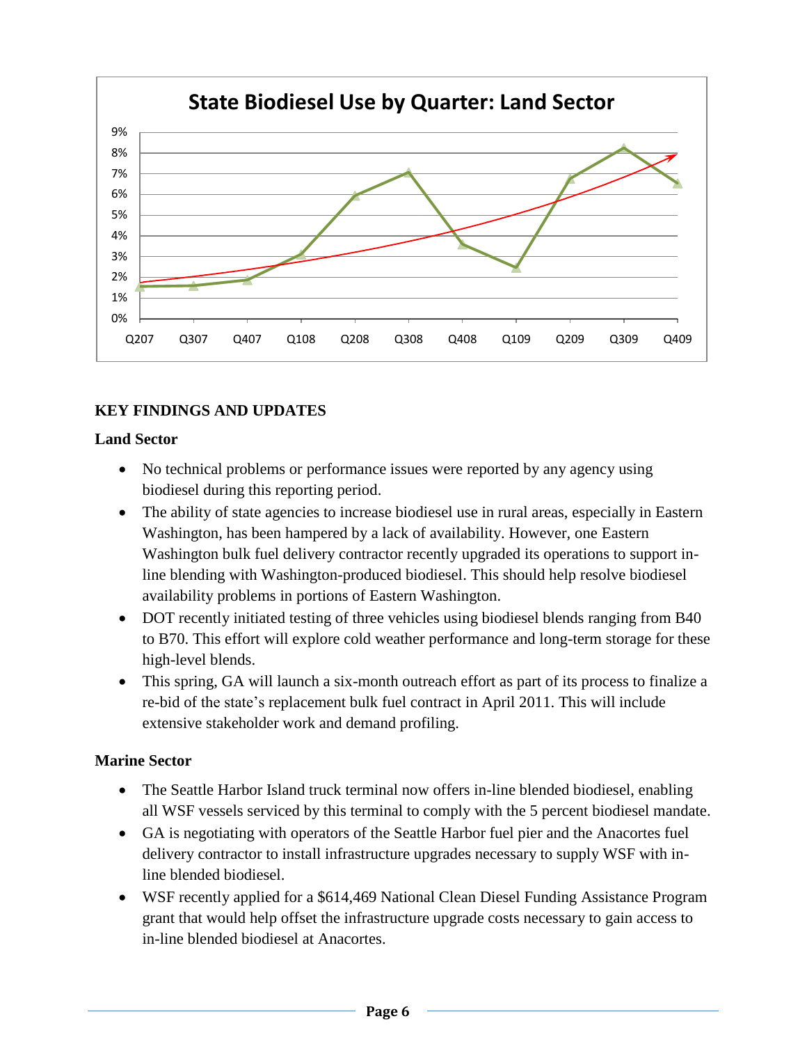**State Biodiesel Use by Quarter: Land Sector**

## KEY FINDINGS AND UPDATES

### Land Sector

- No technical problems or performance issues were reported by any agency using biodiesel during this reporting period.
- The ability of state agencies to increase biodiesel use in rural areas, especially in Eastern Washington, has been hampered by a lack of availability. However, one Eastern Washington bulk fuel delivery contractor recently upgraded its operations to support in-line blending with Washington-produced biodiesel. This should help resolve biodiesel availability problems in portions of Eastern Washington.
- DOT recently initiated testing of three vehicles using biodiesel blends ranging from B40 to B70. This effort will explore cold weather performance and long-term storage for these high-level blends.
- This spring, GA will launch a six-month outreach effort as part of its process to finalize a re-bid of the state's replacement bulk fuel contract in April 2011. This will include extensive stakeholder work and demand profiling.

### Marine Sector

- The Seattle Harbor Island truck terminal now offers in-line blended biodiesel, enabling all WSF vessels serviced by this terminal to comply with the 5 percent biodiesel mandate.
- GA is negotiating with operators of the Seattle Harbor fuel pier and the Anacortes fuel delivery contractor to install infrastructure upgrades necessary to supply WSF with in-line blended biodiesel.
- WSF recently applied for a $614,469 National Clean Diesel Funding Assistance Program grant that would help offset the infrastructure upgrade costs necessary to gain access to in-line blended biodiesel at Anacortes.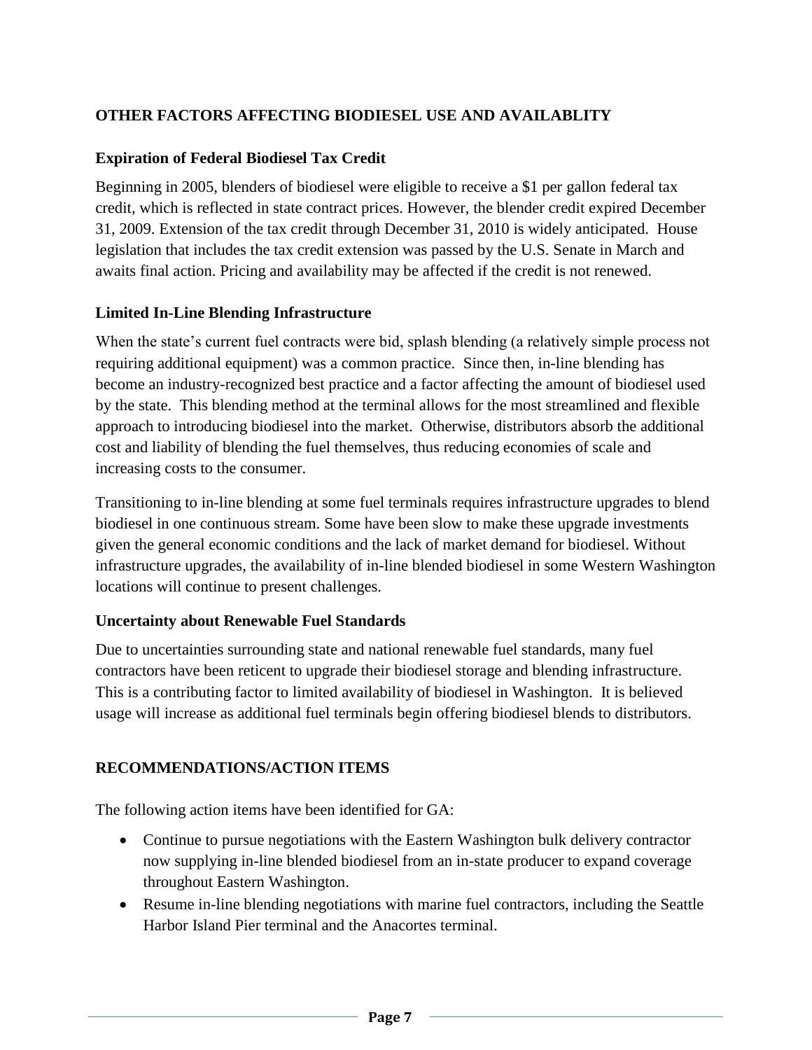## OTHER FACTORS AFFECTING BIODIESEL USE AND AVAILABLITY

### Expiration of Federal Biodiesel Tax Credit

Beginning in 2005, blenders of biodiesel were eligible to receive a $1 per gallon federal tax credit, which is reflected in state contract prices. However, the blender credit expired December 31, 2009. Extension of the tax credit through December 31, 2010 is widely anticipated. House legislation that includes the tax credit extension was passed by the U.S. Senate in March and awaits final action. Pricing and availability may be affected if the credit is not renewed.

### Limited In-Line Blending Infrastructure

When the state's current fuel contracts were bid, splash blending (a relatively simple process not requiring additional equipment) was a common practice. Since then, in-line blending has become an industry-recognized best practice and a factor affecting the amount of biodiesel used by the state. This blending method at the terminal allows for the most streamlined and flexible approach to introducing biodiesel into the market. Otherwise, distributors absorb the additional cost and liability of blending the fuel themselves, thus reducing economies of scale and increasing costs to the consumer.

Transitioning to in-line blending at some fuel terminals requires infrastructure upgrades to blend biodiesel in one continuous stream. Some have been slow to make these upgrade investments given the general economic conditions and the lack of market demand for biodiesel. Without infrastructure upgrades, the availability of in-line blended biodiesel in some Western Washington locations will continue to present challenges.

### Uncertainty about Renewable Fuel Standards

Due to uncertainties surrounding state and national renewable fuel standards, many fuel contractors have been reticent to upgrade their biodiesel storage and blending infrastructure. This is a contributing factor to limited availability of biodiesel in Washington. It is believed usage will increase as additional fuel terminals begin offering biodiesel blends to distributors.

## RECOMMENDATIONS/ACTION ITEMS

The following action items have been identified for GA:

- Continue to pursue negotiations with the Eastern Washington bulk delivery contractor now supplying in-line blended biodiesel from an in-state producer to expand coverage throughout Eastern Washington.
- Resume in-line blending negotiations with marine fuel contractors, including the Seattle Harbor Island Pier terminal and the Anacortes terminal.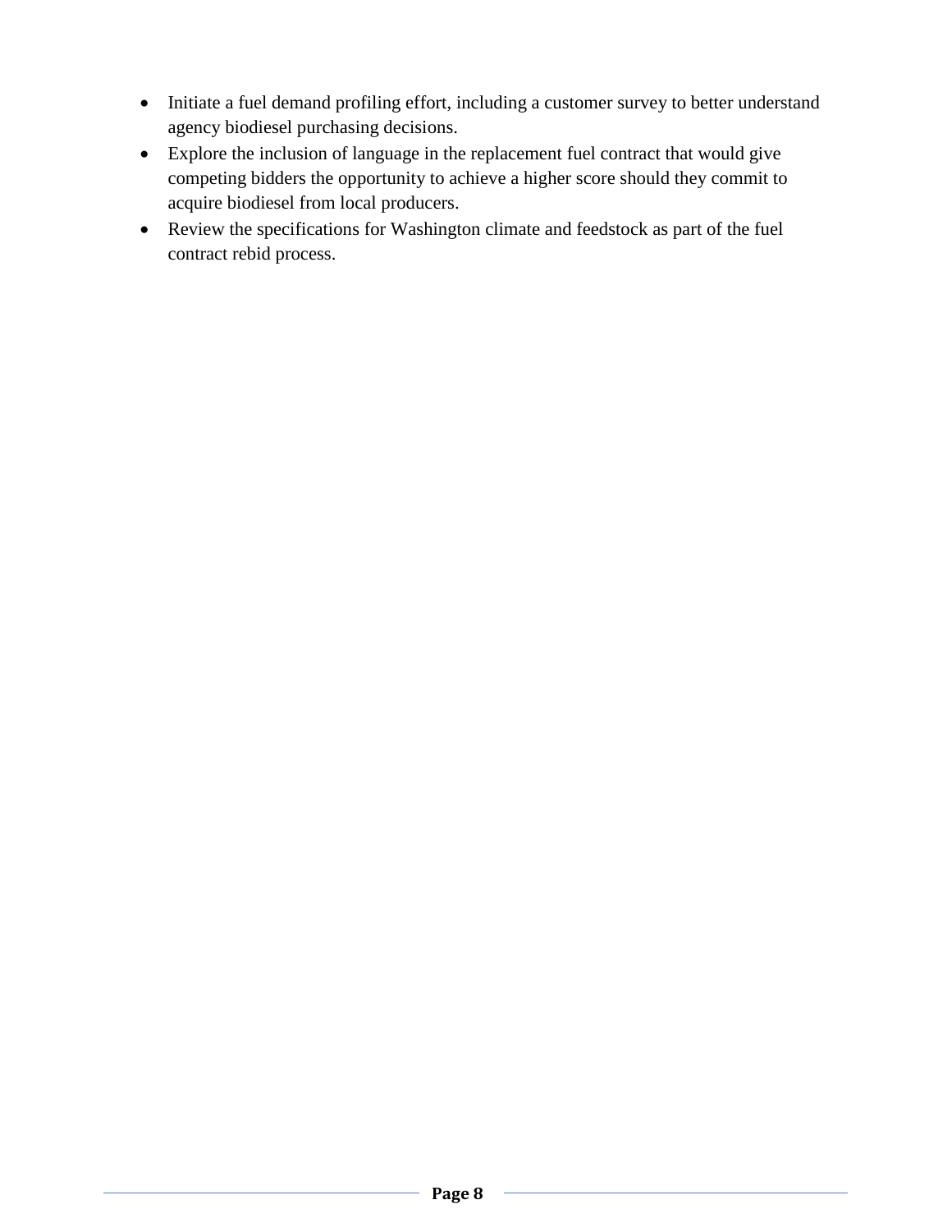- Initiate a fuel demand profiling effort, including a customer survey to better understand agency biodiesel purchasing decisions.
- Explore the inclusion of language in the replacement fuel contract that would give competing bidders the opportunity to achieve a higher score should they commit to acquire biodiesel from local producers.
- Review the specifications for Washington climate and feedstock as part of the fuel contract rebid process.